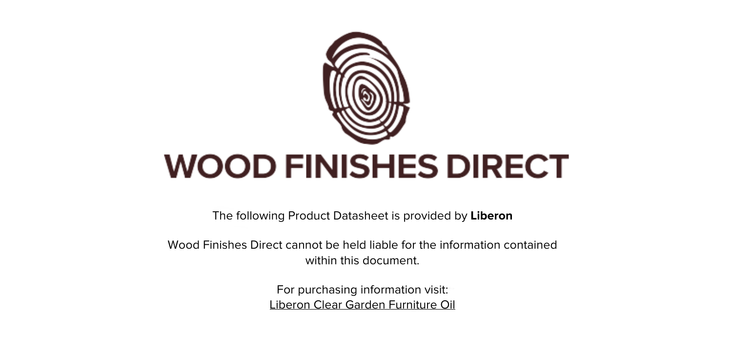# WOOD FINISHES DIRECT

The following Product Datasheet is provided by **Liberon**

Wood Finishes Direct cannot be held liable for the information contained within this document.

For purchasing information visit:
Liberon Clear Garden Furniture Oil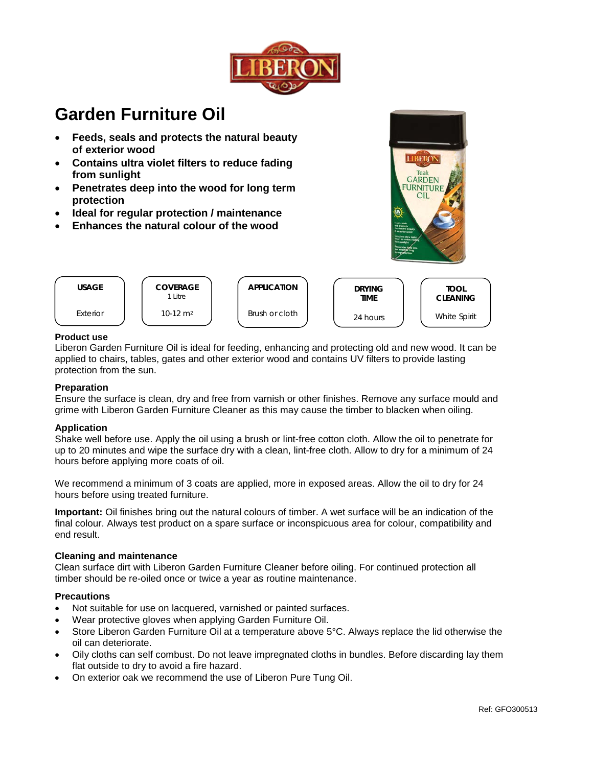LIBERON

# Garden Furniture Oil

- **Feeds, seals and protects the natural beauty of exterior wood**
- **Contains ultra violet filters to reduce fading from sunlight**
- **Penetrates deep into the wood for long term protection**
- **Ideal for regular protection / maintenance**
- **Enhances the natural colour of the wood**

| USAGE | COVERAGE 1 Litre | APPLICATION | DRYING TIME | TOOL CLEANING |
|---|---|---|---|---|
| Exterior | 10-12 m² | Brush or cloth | 24 hours | White Spirit |

**Product use**
Liberon Garden Furniture Oil is ideal for feeding, enhancing and protecting old and new wood. It can be applied to chairs, tables, gates and other exterior wood and contains UV filters to provide lasting protection from the sun.

**Preparation**
Ensure the surface is clean, dry and free from varnish or other finishes. Remove any surface mould and grime with Liberon Garden Furniture Cleaner as this may cause the timber to blacken when oiling.

**Application**
Shake well before use. Apply the oil using a brush or lint-free cotton cloth. Allow the oil to penetrate for up to 20 minutes and wipe the surface dry with a clean, lint-free cloth. Allow to dry for a minimum of 24 hours before applying more coats of oil.

We recommend a minimum of 3 coats are applied, more in exposed areas. Allow the oil to dry for 24 hours before using treated furniture.

**Important:** Oil finishes bring out the natural colours of timber. A wet surface will be an indication of the final colour. Always test product on a spare surface or inconspicuous area for colour, compatibility and end result.

**Cleaning and maintenance**
Clean surface dirt with Liberon Garden Furniture Cleaner before oiling. For continued protection all timber should be re-oiled once or twice a year as routine maintenance.

**Precautions**

- Not suitable for use on lacquered, varnished or painted surfaces.
- Wear protective gloves when applying Garden Furniture Oil.
- Store Liberon Garden Furniture Oil at a temperature above 5°C. Always replace the lid otherwise the oil can deteriorate.
- Oily cloths can self combust. Do not leave impregnated cloths in bundles. Before discarding lay them flat outside to dry to avoid a fire hazard.
- On exterior oak we recommend the use of Liberon Pure Tung Oil.

Ref: GFO300513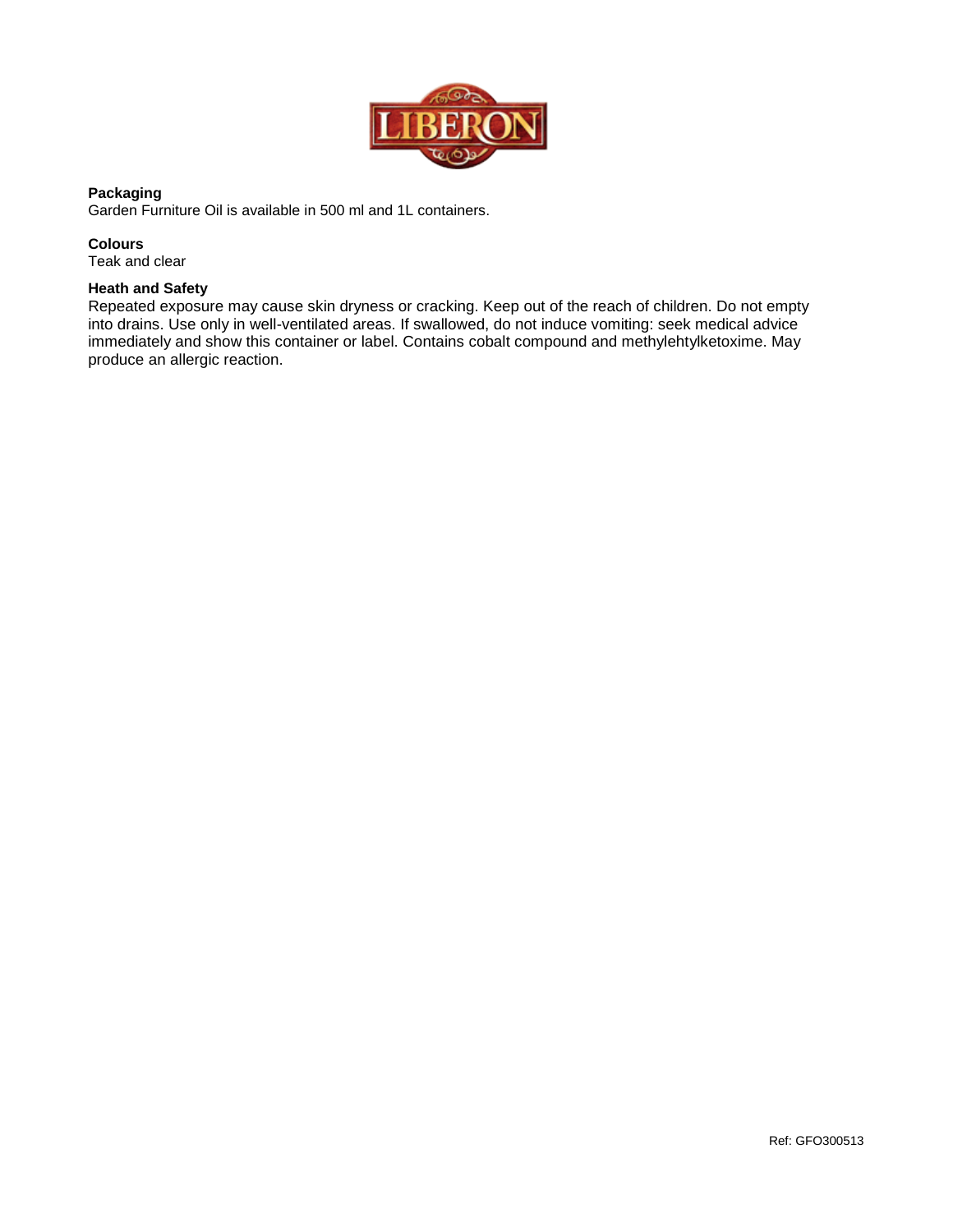**Packaging**
Garden Furniture Oil is available in 500 ml and 1L containers.

**Colours**
Teak and clear

**Heath and Safety**
Repeated exposure may cause skin dryness or cracking. Keep out of the reach of children. Do not empty into drains. Use only in well-ventilated areas. If swallowed, do not induce vomiting: seek medical advice immediately and show this container or label. Contains cobalt compound and methylehtylketoxime. May produce an allergic reaction.

Ref: GFO300513